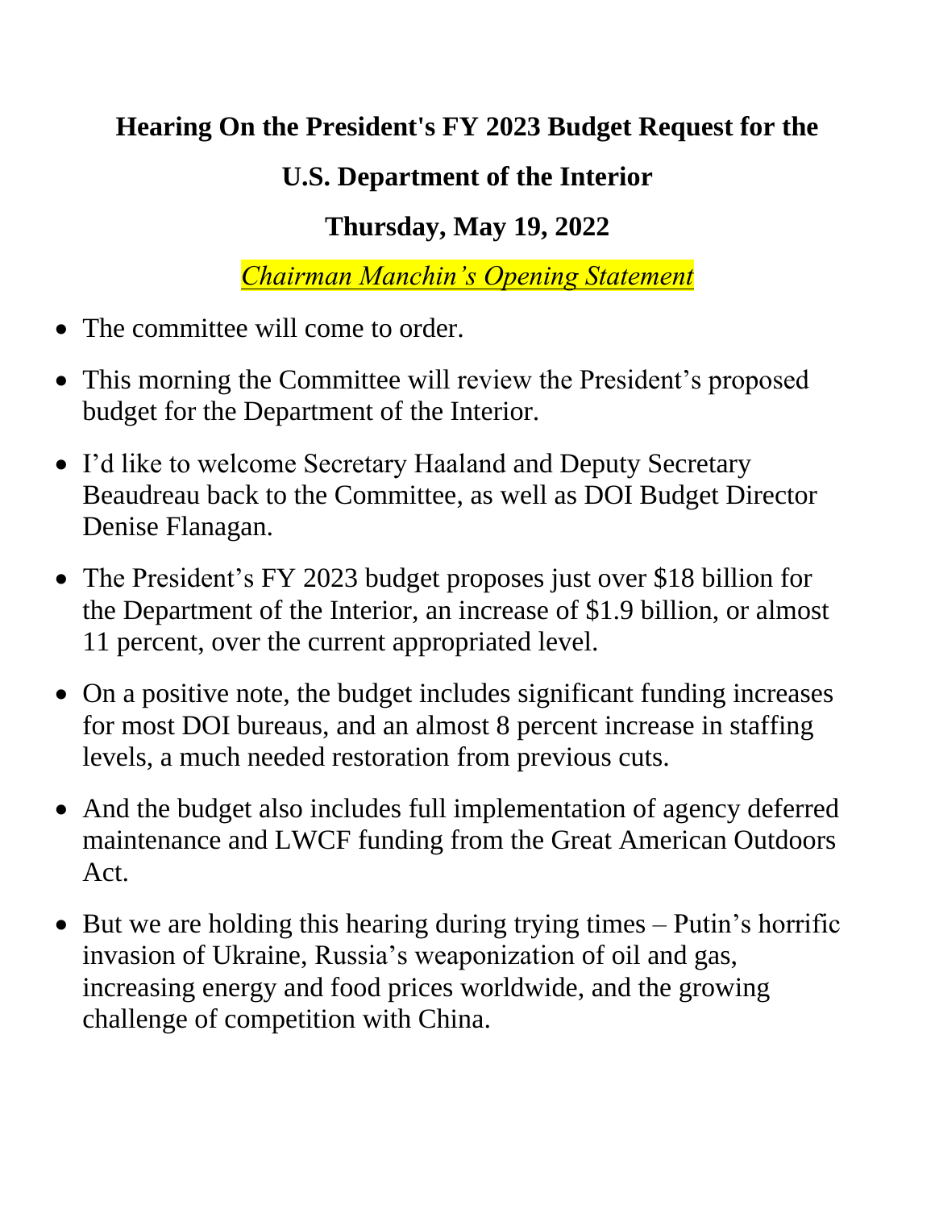# Hearing On the President's FY 2023 Budget Request for the U.S. Department of the Interior

## Thursday, May 19, 2022

***Chairman Manchin's Opening Statement***

- The committee will come to order.
- This morning the Committee will review the President's proposed budget for the Department of the Interior.
- I'd like to welcome Secretary Haaland and Deputy Secretary Beaudreau back to the Committee, as well as DOI Budget Director Denise Flanagan.
- The President's FY 2023 budget proposes just over $18 billion for the Department of the Interior, an increase of $1.9 billion, or almost 11 percent, over the current appropriated level.
- On a positive note, the budget includes significant funding increases for most DOI bureaus, and an almost 8 percent increase in staffing levels, a much needed restoration from previous cuts.
- And the budget also includes full implementation of agency deferred maintenance and LWCF funding from the Great American Outdoors Act.
- But we are holding this hearing during trying times – Putin's horrific invasion of Ukraine, Russia's weaponization of oil and gas, increasing energy and food prices worldwide, and the growing challenge of competition with China.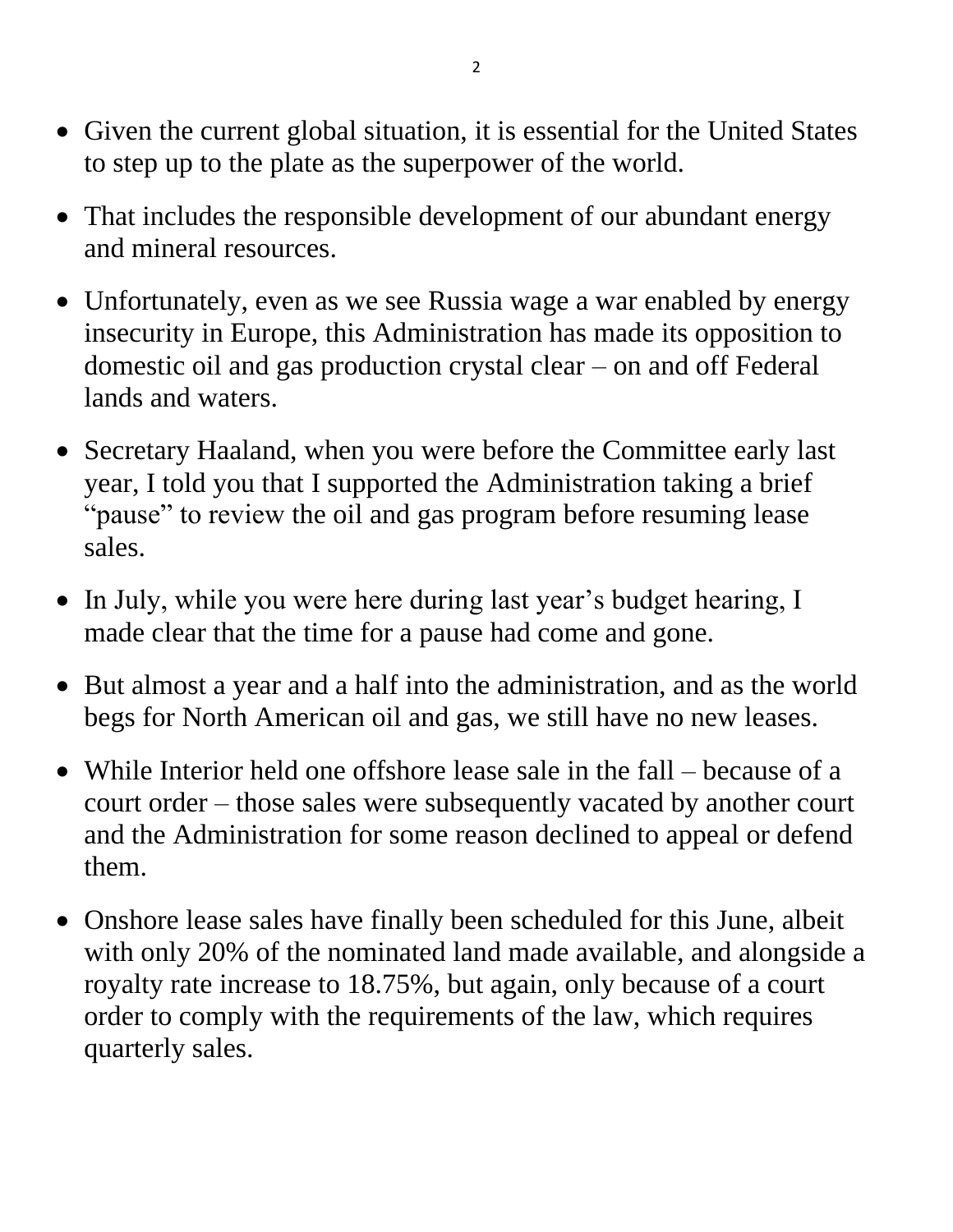- Given the current global situation, it is essential for the United States to step up to the plate as the superpower of the world.
- That includes the responsible development of our abundant energy and mineral resources.
- Unfortunately, even as we see Russia wage a war enabled by energy insecurity in Europe, this Administration has made its opposition to domestic oil and gas production crystal clear – on and off Federal lands and waters.
- Secretary Haaland, when you were before the Committee early last year, I told you that I supported the Administration taking a brief "pause" to review the oil and gas program before resuming lease sales.
- In July, while you were here during last year's budget hearing, I made clear that the time for a pause had come and gone.
- But almost a year and a half into the administration, and as the world begs for North American oil and gas, we still have no new leases.
- While Interior held one offshore lease sale in the fall – because of a court order – those sales were subsequently vacated by another court and the Administration for some reason declined to appeal or defend them.
- Onshore lease sales have finally been scheduled for this June, albeit with only 20% of the nominated land made available, and alongside a royalty rate increase to 18.75%, but again, only because of a court order to comply with the requirements of the law, which requires quarterly sales.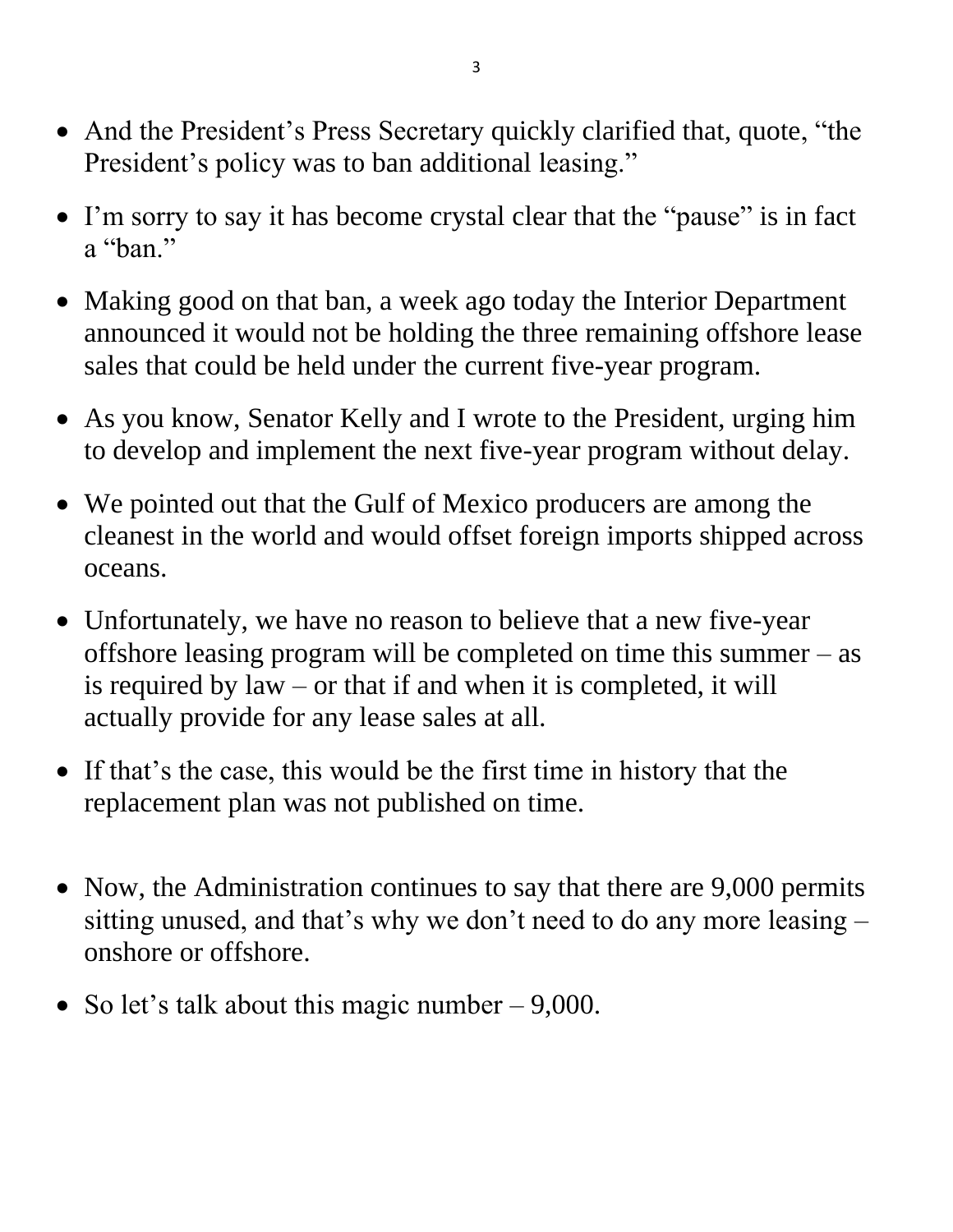- And the President's Press Secretary quickly clarified that, quote, "the President's policy was to ban additional leasing."

- I'm sorry to say it has become crystal clear that the "pause" is in fact a "ban."

- Making good on that ban, a week ago today the Interior Department announced it would not be holding the three remaining offshore lease sales that could be held under the current five-year program.

- As you know, Senator Kelly and I wrote to the President, urging him to develop and implement the next five-year program without delay.

- We pointed out that the Gulf of Mexico producers are among the cleanest in the world and would offset foreign imports shipped across oceans.

- Unfortunately, we have no reason to believe that a new five-year offshore leasing program will be completed on time this summer – as is required by law – or that if and when it is completed, it will actually provide for any lease sales at all.

- If that's the case, this would be the first time in history that the replacement plan was not published on time.

- Now, the Administration continues to say that there are 9,000 permits sitting unused, and that's why we don't need to do any more leasing – onshore or offshore.

- So let's talk about this magic number – 9,000.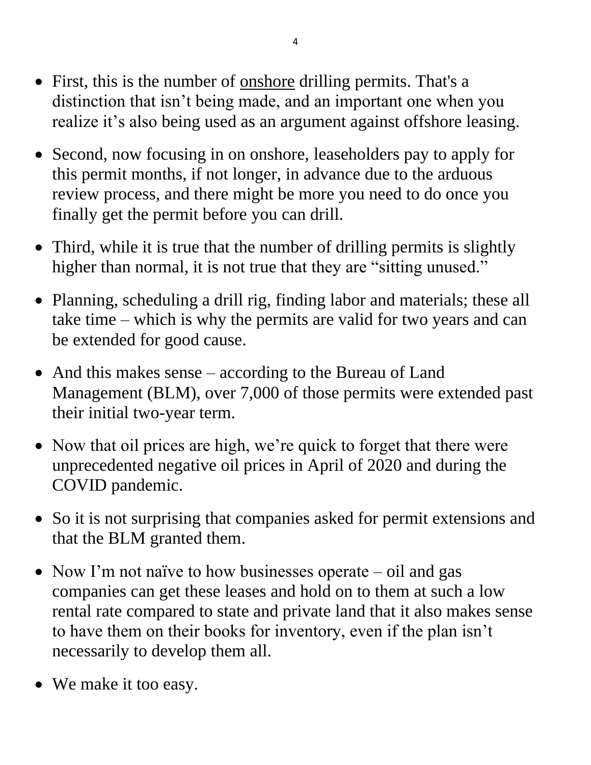- First, this is the number of <u>onshore</u> drilling permits. That's a distinction that isn't being made, and an important one when you realize it's also being used as an argument against offshore leasing.

- Second, now focusing in on onshore, leaseholders pay to apply for this permit months, if not longer, in advance due to the arduous review process, and there might be more you need to do once you finally get the permit before you can drill.

- Third, while it is true that the number of drilling permits is slightly higher than normal, it is not true that they are "sitting unused."

- Planning, scheduling a drill rig, finding labor and materials; these all take time – which is why the permits are valid for two years and can be extended for good cause.

- And this makes sense – according to the Bureau of Land Management (BLM), over 7,000 of those permits were extended past their initial two-year term.

- Now that oil prices are high, we're quick to forget that there were unprecedented negative oil prices in April of 2020 and during the COVID pandemic.

- So it is not surprising that companies asked for permit extensions and that the BLM granted them.

- Now I'm not naïve to how businesses operate – oil and gas companies can get these leases and hold on to them at such a low rental rate compared to state and private land that it also makes sense to have them on their books for inventory, even if the plan isn't necessarily to develop them all.

- We make it too easy.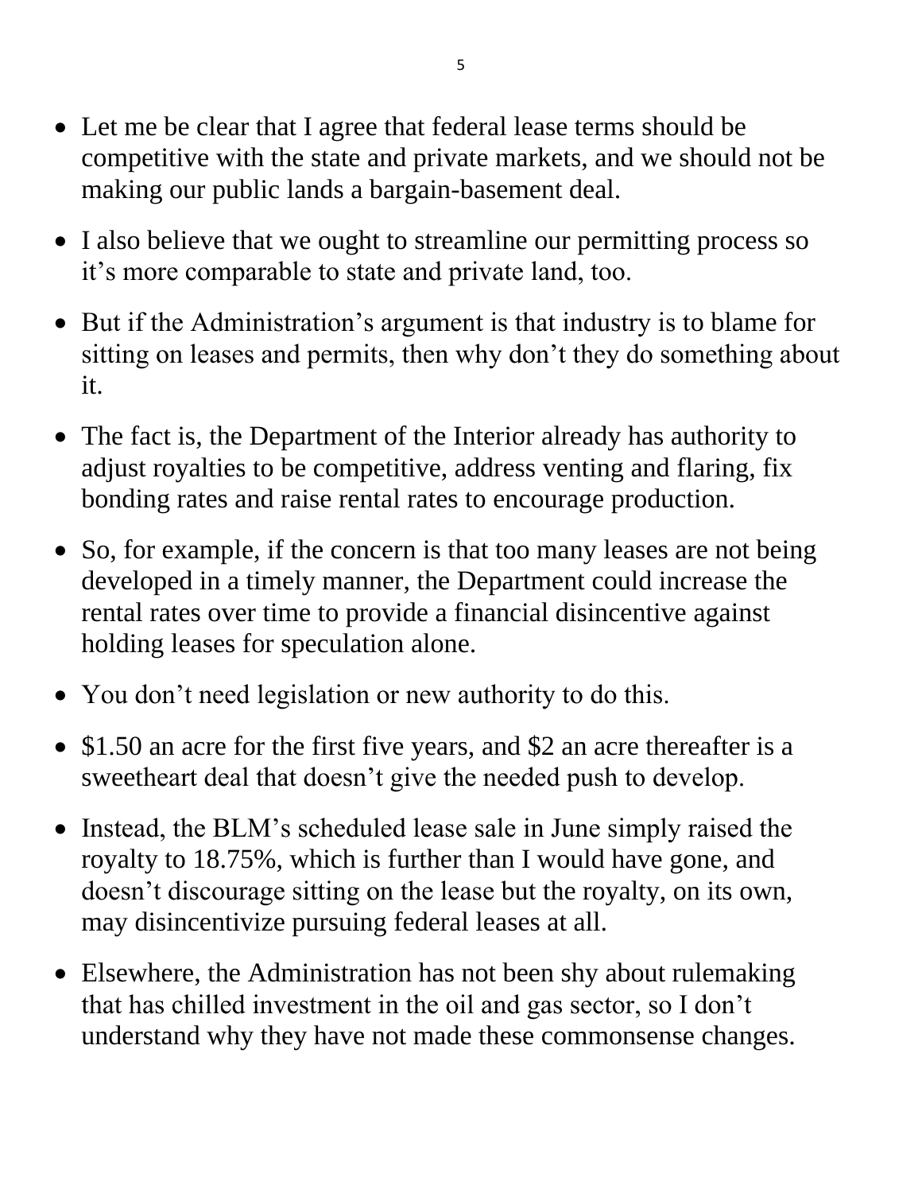- Let me be clear that I agree that federal lease terms should be competitive with the state and private markets, and we should not be making our public lands a bargain-basement deal.

- I also believe that we ought to streamline our permitting process so it's more comparable to state and private land, too.

- But if the Administration's argument is that industry is to blame for sitting on leases and permits, then why don't they do something about it.

- The fact is, the Department of the Interior already has authority to adjust royalties to be competitive, address venting and flaring, fix bonding rates and raise rental rates to encourage production.

- So, for example, if the concern is that too many leases are not being developed in a timely manner, the Department could increase the rental rates over time to provide a financial disincentive against holding leases for speculation alone.

- You don't need legislation or new authority to do this.

- $1.50 an acre for the first five years, and $2 an acre thereafter is a sweetheart deal that doesn't give the needed push to develop.

- Instead, the BLM's scheduled lease sale in June simply raised the royalty to 18.75%, which is further than I would have gone, and doesn't discourage sitting on the lease but the royalty, on its own, may disincentivize pursuing federal leases at all.

- Elsewhere, the Administration has not been shy about rulemaking that has chilled investment in the oil and gas sector, so I don't understand why they have not made these commonsense changes.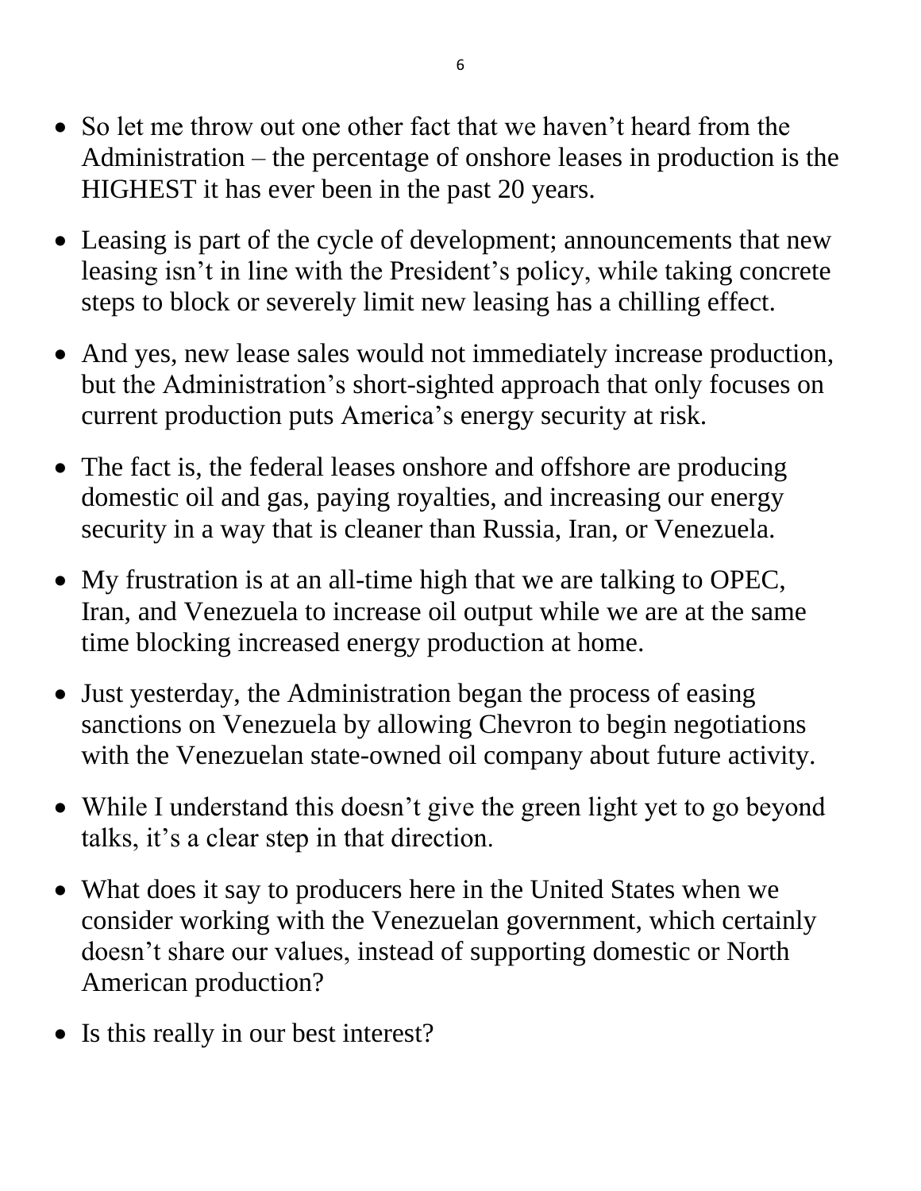- So let me throw out one other fact that we haven't heard from the Administration – the percentage of onshore leases in production is the HIGHEST it has ever been in the past 20 years.
- Leasing is part of the cycle of development; announcements that new leasing isn't in line with the President's policy, while taking concrete steps to block or severely limit new leasing has a chilling effect.
- And yes, new lease sales would not immediately increase production, but the Administration's short-sighted approach that only focuses on current production puts America's energy security at risk.
- The fact is, the federal leases onshore and offshore are producing domestic oil and gas, paying royalties, and increasing our energy security in a way that is cleaner than Russia, Iran, or Venezuela.
- My frustration is at an all-time high that we are talking to OPEC, Iran, and Venezuela to increase oil output while we are at the same time blocking increased energy production at home.
- Just yesterday, the Administration began the process of easing sanctions on Venezuela by allowing Chevron to begin negotiations with the Venezuelan state-owned oil company about future activity.
- While I understand this doesn't give the green light yet to go beyond talks, it's a clear step in that direction.
- What does it say to producers here in the United States when we consider working with the Venezuelan government, which certainly doesn't share our values, instead of supporting domestic or North American production?
- Is this really in our best interest?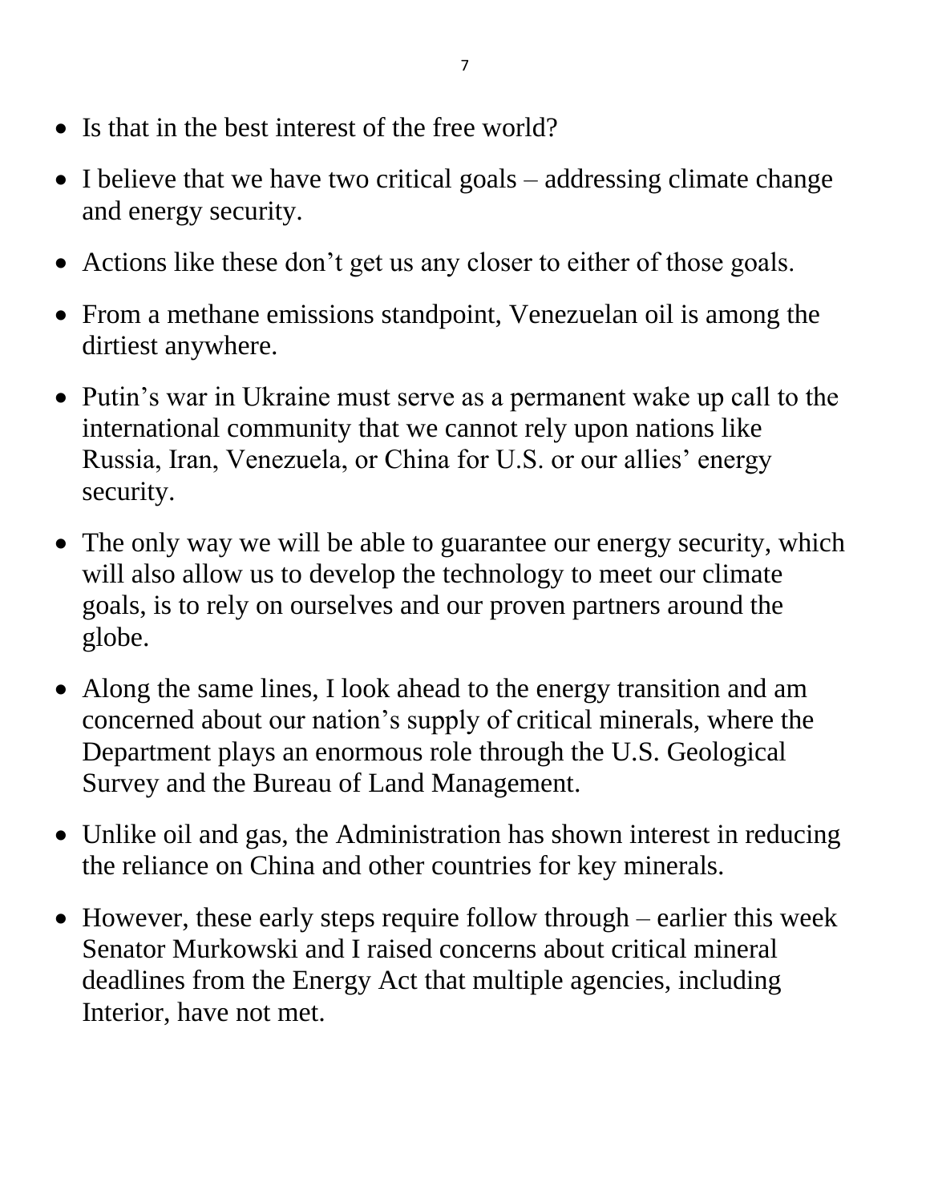- Is that in the best interest of the free world?
- I believe that we have two critical goals – addressing climate change and energy security.
- Actions like these don't get us any closer to either of those goals.
- From a methane emissions standpoint, Venezuelan oil is among the dirtiest anywhere.
- Putin's war in Ukraine must serve as a permanent wake up call to the international community that we cannot rely upon nations like Russia, Iran, Venezuela, or China for U.S. or our allies' energy security.
- The only way we will be able to guarantee our energy security, which will also allow us to develop the technology to meet our climate goals, is to rely on ourselves and our proven partners around the globe.
- Along the same lines, I look ahead to the energy transition and am concerned about our nation's supply of critical minerals, where the Department plays an enormous role through the U.S. Geological Survey and the Bureau of Land Management.
- Unlike oil and gas, the Administration has shown interest in reducing the reliance on China and other countries for key minerals.
- However, these early steps require follow through – earlier this week Senator Murkowski and I raised concerns about critical mineral deadlines from the Energy Act that multiple agencies, including Interior, have not met.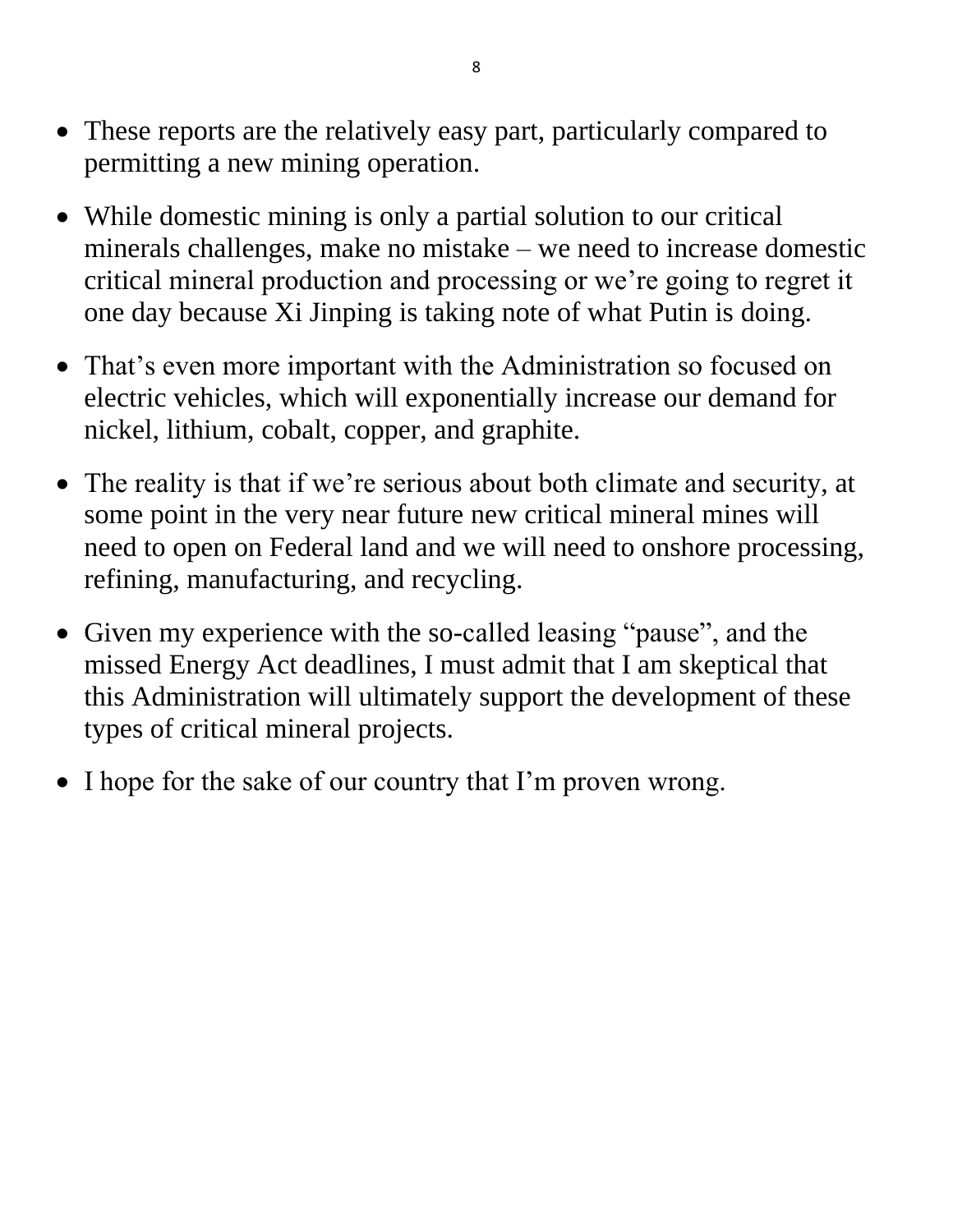- These reports are the relatively easy part, particularly compared to permitting a new mining operation.
- While domestic mining is only a partial solution to our critical minerals challenges, make no mistake – we need to increase domestic critical mineral production and processing or we're going to regret it one day because Xi Jinping is taking note of what Putin is doing.
- That's even more important with the Administration so focused on electric vehicles, which will exponentially increase our demand for nickel, lithium, cobalt, copper, and graphite.
- The reality is that if we're serious about both climate and security, at some point in the very near future new critical mineral mines will need to open on Federal land and we will need to onshore processing, refining, manufacturing, and recycling.
- Given my experience with the so-called leasing "pause", and the missed Energy Act deadlines, I must admit that I am skeptical that this Administration will ultimately support the development of these types of critical mineral projects.
- I hope for the sake of our country that I'm proven wrong.